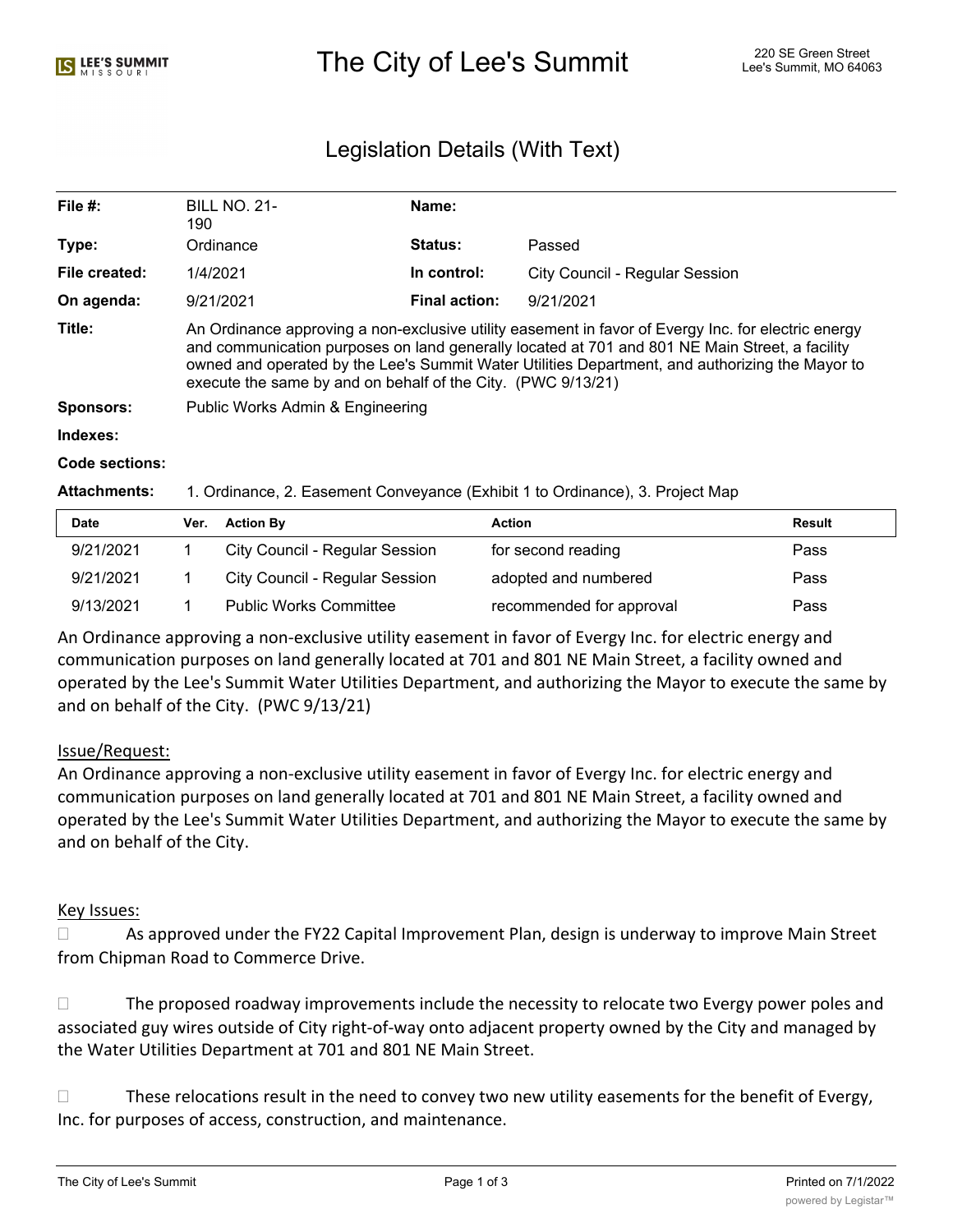# The City of Lee's Summit

220 SE Green Street
Lee's Summit, MO 64063

## Legislation Details (With Text)

| | | | |
|---|---|---|---|
| **File #:** | BILL NO. 21-190 | **Name:** | |
| **Type:** | Ordinance | **Status:** | Passed |
| **File created:** | 1/4/2021 | **In control:** | City Council - Regular Session |
| **On agenda:** | 9/21/2021 | **Final action:** | 9/21/2021 |

**Title:** An Ordinance approving a non-exclusive utility easement in favor of Evergy Inc. for electric energy and communication purposes on land generally located at 701 and 801 NE Main Street, a facility owned and operated by the Lee's Summit Water Utilities Department, and authorizing the Mayor to execute the same by and on behalf of the City. (PWC 9/13/21)

**Sponsors:** Public Works Admin & Engineering

**Indexes:**

**Code sections:**

**Attachments:** 1. Ordinance, 2. Easement Conveyance (Exhibit 1 to Ordinance), 3. Project Map

| Date | Ver. | Action By | Action | Result |
|---|---|---|---|---|
| 9/21/2021 | 1 | City Council - Regular Session | for second reading | Pass |
| 9/21/2021 | 1 | City Council - Regular Session | adopted and numbered | Pass |
| 9/13/2021 | 1 | Public Works Committee | recommended for approval | Pass |

An Ordinance approving a non-exclusive utility easement in favor of Evergy Inc. for electric energy and communication purposes on land generally located at 701 and 801 NE Main Street, a facility owned and operated by the Lee's Summit Water Utilities Department, and authorizing the Mayor to execute the same by and on behalf of the City. (PWC 9/13/21)

Issue/Request:

An Ordinance approving a non-exclusive utility easement in favor of Evergy Inc. for electric energy and communication purposes on land generally located at 701 and 801 NE Main Street, a facility owned and operated by the Lee's Summit Water Utilities Department, and authorizing the Mayor to execute the same by and on behalf of the City.

Key Issues:

- As approved under the FY22 Capital Improvement Plan, design is underway to improve Main Street from Chipman Road to Commerce Drive.
- The proposed roadway improvements include the necessity to relocate two Evergy power poles and associated guy wires outside of City right-of-way onto adjacent property owned by the City and managed by the Water Utilities Department at 701 and 801 NE Main Street.
- These relocations result in the need to convey two new utility easements for the benefit of Evergy, Inc. for purposes of access, construction, and maintenance.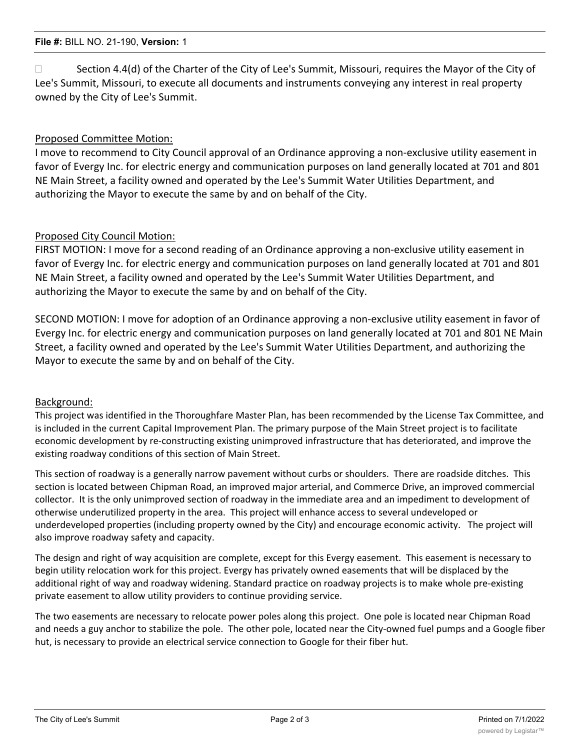Section 4.4(d) of the Charter of the City of Lee's Summit, Missouri, requires the Mayor of the City of Lee's Summit, Missouri, to execute all documents and instruments conveying any interest in real property owned by the City of Lee's Summit.

Proposed Committee Motion:

I move to recommend to City Council approval of an Ordinance approving a non-exclusive utility easement in favor of Evergy Inc. for electric energy and communication purposes on land generally located at 701 and 801 NE Main Street, a facility owned and operated by the Lee's Summit Water Utilities Department, and authorizing the Mayor to execute the same by and on behalf of the City.

Proposed City Council Motion:

FIRST MOTION: I move for a second reading of an Ordinance approving a non-exclusive utility easement in favor of Evergy Inc. for electric energy and communication purposes on land generally located at 701 and 801 NE Main Street, a facility owned and operated by the Lee's Summit Water Utilities Department, and authorizing the Mayor to execute the same by and on behalf of the City.

SECOND MOTION: I move for adoption of an Ordinance approving a non-exclusive utility easement in favor of Evergy Inc. for electric energy and communication purposes on land generally located at 701 and 801 NE Main Street, a facility owned and operated by the Lee's Summit Water Utilities Department, and authorizing the Mayor to execute the same by and on behalf of the City.

Background:

This project was identified in the Thoroughfare Master Plan, has been recommended by the License Tax Committee, and is included in the current Capital Improvement Plan. The primary purpose of the Main Street project is to facilitate economic development by re-constructing existing unimproved infrastructure that has deteriorated, and improve the existing roadway conditions of this section of Main Street.

This section of roadway is a generally narrow pavement without curbs or shoulders. There are roadside ditches. This section is located between Chipman Road, an improved major arterial, and Commerce Drive, an improved commercial collector. It is the only unimproved section of roadway in the immediate area and an impediment to development of otherwise underutilized property in the area. This project will enhance access to several undeveloped or underdeveloped properties (including property owned by the City) and encourage economic activity. The project will also improve roadway safety and capacity.

The design and right of way acquisition are complete, except for this Evergy easement. This easement is necessary to begin utility relocation work for this project. Evergy has privately owned easements that will be displaced by the additional right of way and roadway widening. Standard practice on roadway projects is to make whole pre-existing private easement to allow utility providers to continue providing service.

The two easements are necessary to relocate power poles along this project. One pole is located near Chipman Road and needs a guy anchor to stabilize the pole. The other pole, located near the City-owned fuel pumps and a Google fiber hut, is necessary to provide an electrical service connection to Google for their fiber hut.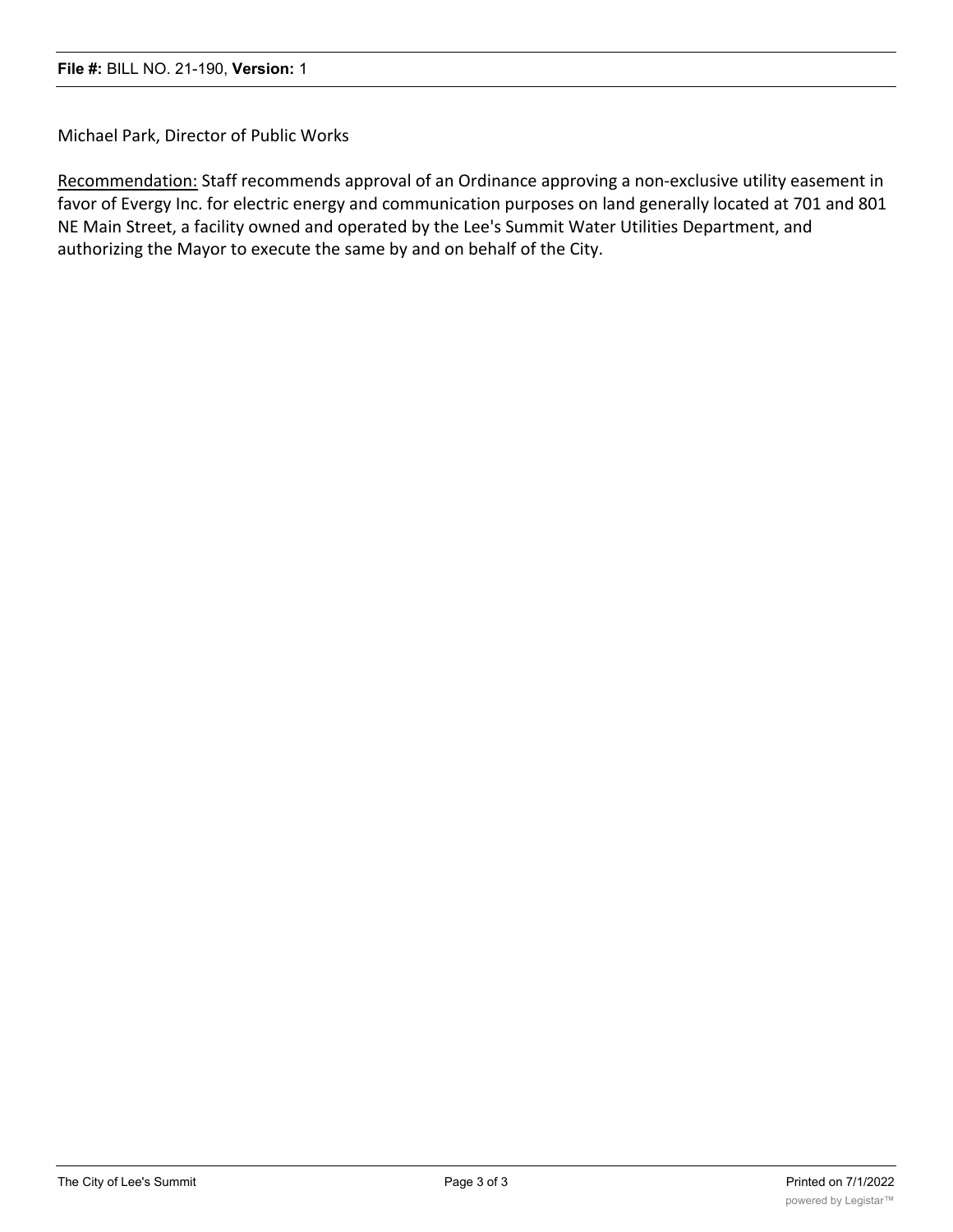Michael Park, Director of Public Works

Recommendation: Staff recommends approval of an Ordinance approving a non-exclusive utility easement in favor of Evergy Inc. for electric energy and communication purposes on land generally located at 701 and 801 NE Main Street, a facility owned and operated by the Lee's Summit Water Utilities Department, and authorizing the Mayor to execute the same by and on behalf of the City.